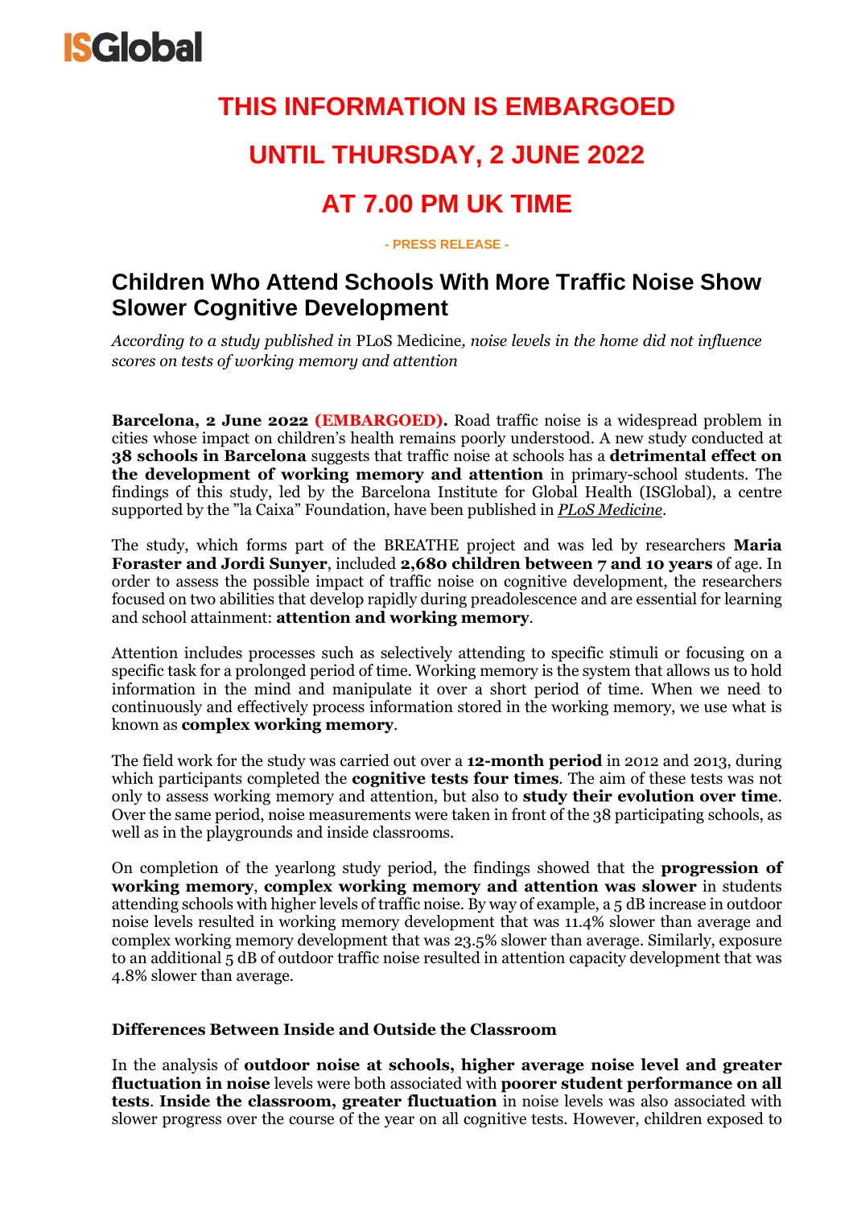ISGlobal

# THIS INFORMATION IS EMBARGOED

# UNTIL THURSDAY, 2 JUNE 2022

# AT 7.00 PM UK TIME

**- PRESS RELEASE -**

## Children Who Attend Schools With More Traffic Noise Show Slower Cognitive Development

*According to a study published in* PLoS Medicine*, noise levels in the home did not influence scores on tests of working memory and attention*

**Barcelona, 2 June 2022 (EMBARGOED).** Road traffic noise is a widespread problem in cities whose impact on children's health remains poorly understood. A new study conducted at **38 schools in Barcelona** suggests that traffic noise at schools has a **detrimental effect on the development of working memory and attention** in primary-school students. The findings of this study, led by the Barcelona Institute for Global Health (ISGlobal), a centre supported by the "la Caixa" Foundation, have been published in *PLoS Medicine*.

The study, which forms part of the BREATHE project and was led by researchers **Maria Foraster and Jordi Sunyer**, included **2,680 children between 7 and 10 years** of age. In order to assess the possible impact of traffic noise on cognitive development, the researchers focused on two abilities that develop rapidly during preadolescence and are essential for learning and school attainment: **attention and working memory**.

Attention includes processes such as selectively attending to specific stimuli or focusing on a specific task for a prolonged period of time. Working memory is the system that allows us to hold information in the mind and manipulate it over a short period of time. When we need to continuously and effectively process information stored in the working memory, we use what is known as **complex working memory**.

The field work for the study was carried out over a **12-month period** in 2012 and 2013, during which participants completed the **cognitive tests four times**. The aim of these tests was not only to assess working memory and attention, but also to **study their evolution over time**. Over the same period, noise measurements were taken in front of the 38 participating schools, as well as in the playgrounds and inside classrooms.

On completion of the yearlong study period, the findings showed that the **progression of working memory**, **complex working memory and attention was slower** in students attending schools with higher levels of traffic noise. By way of example, a 5 dB increase in outdoor noise levels resulted in working memory development that was 11.4% slower than average and complex working memory development that was 23.5% slower than average. Similarly, exposure to an additional 5 dB of outdoor traffic noise resulted in attention capacity development that was 4.8% slower than average.

### Differences Between Inside and Outside the Classroom

In the analysis of **outdoor noise at schools, higher average noise level and greater fluctuation in noise** levels were both associated with **poorer student performance on all tests**. **Inside the classroom, greater fluctuation** in noise levels was also associated with slower progress over the course of the year on all cognitive tests. However, children exposed to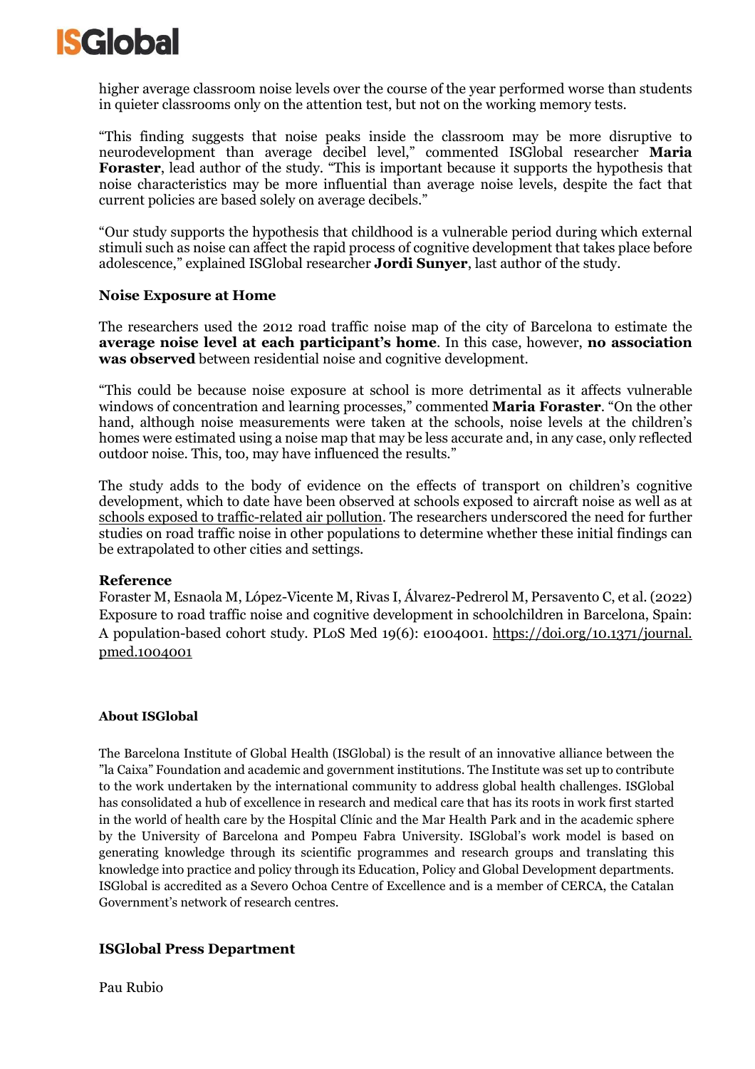higher average classroom noise levels over the course of the year performed worse than students in quieter classrooms only on the attention test, but not on the working memory tests.

“This finding suggests that noise peaks inside the classroom may be more disruptive to neurodevelopment than average decibel level,” commented ISGlobal researcher **Maria Foraster**, lead author of the study. “This is important because it supports the hypothesis that noise characteristics may be more influential than average noise levels, despite the fact that current policies are based solely on average decibels.”

“Our study supports the hypothesis that childhood is a vulnerable period during which external stimuli such as noise can affect the rapid process of cognitive development that takes place before adolescence,” explained ISGlobal researcher **Jordi Sunyer**, last author of the study.

### Noise Exposure at Home

The researchers used the 2012 road traffic noise map of the city of Barcelona to estimate the **average noise level at each participant’s home**. In this case, however, **no association was observed** between residential noise and cognitive development.

“This could be because noise exposure at school is more detrimental as it affects vulnerable windows of concentration and learning processes,” commented **Maria Foraster**. “On the other hand, although noise measurements were taken at the schools, noise levels at the children’s homes were estimated using a noise map that may be less accurate and, in any case, only reflected outdoor noise. This, too, may have influenced the results.”

The study adds to the body of evidence on the effects of transport on children’s cognitive development, which to date have been observed at schools exposed to aircraft noise as well as at schools exposed to traffic-related air pollution. The researchers underscored the need for further studies on road traffic noise in other populations to determine whether these initial findings can be extrapolated to other cities and settings.

### Reference

Foraster M, Esnaola M, López-Vicente M, Rivas I, Álvarez-Pedrerol M, Persavento C, et al. (2022) Exposure to road traffic noise and cognitive development in schoolchildren in Barcelona, Spain: A population-based cohort study. PLoS Med 19(6): e1004001. https://doi.org/10.1371/journal.pmed.1004001

#### About ISGlobal

The Barcelona Institute of Global Health (ISGlobal) is the result of an innovative alliance between the ”la Caixa” Foundation and academic and government institutions. The Institute was set up to contribute to the work undertaken by the international community to address global health challenges. ISGlobal has consolidated a hub of excellence in research and medical care that has its roots in work first started in the world of health care by the Hospital Clínic and the Mar Health Park and in the academic sphere by the University of Barcelona and Pompeu Fabra University. ISGlobal’s work model is based on generating knowledge through its scientific programmes and research groups and translating this knowledge into practice and policy through its Education, Policy and Global Development departments. ISGlobal is accredited as a Severo Ochoa Centre of Excellence and is a member of CERCA, the Catalan Government’s network of research centres.

### ISGlobal Press Department

Pau Rubio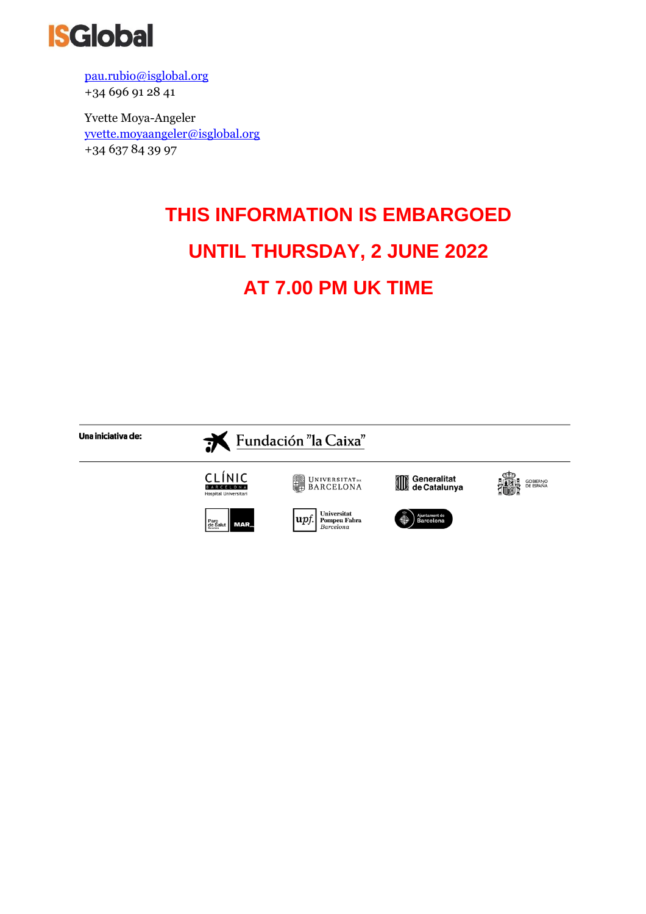pau.rubio@isglobal.org
+34 696 91 28 41

Yvette Moya-Angeler
yvette.moyaangeler@isglobal.org
+34 637 84 39 97

**THIS INFORMATION IS EMBARGOED**

**UNTIL THURSDAY, 2 JUNE 2022**

**AT 7.00 PM UK TIME**

**Una iniciativa de:** Fundación "la Caixa"

CLÍNIC BARCELONA Hospital Universitari · Universitat de Barcelona · Generalitat de Catalunya · Gobierno de España

Parc de Salut MAR · Universitat Pompeu Fabra Barcelona · Ajuntament de Barcelona